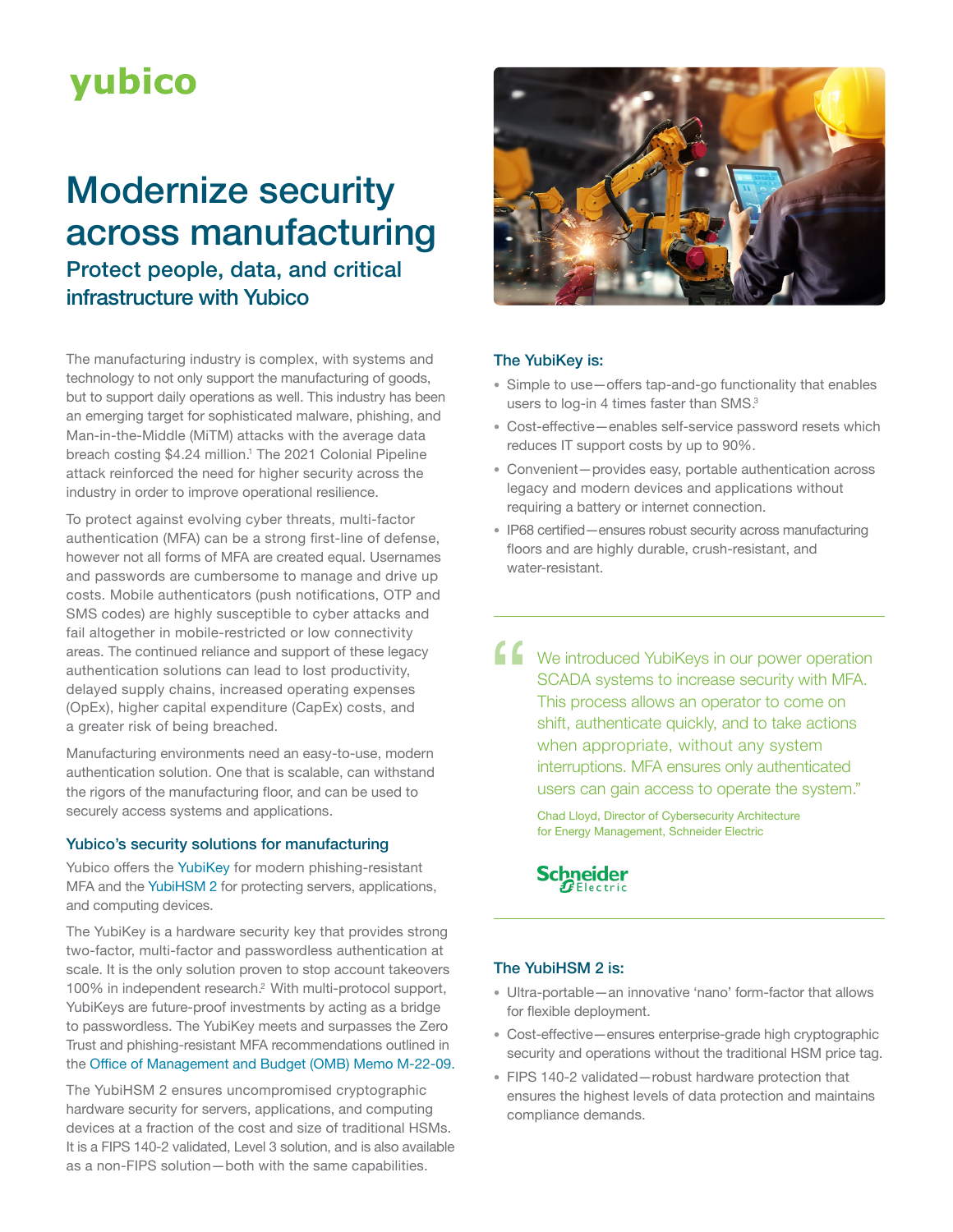yubico

# Modernize security across manufacturing

## Protect people, data, and critical infrastructure with Yubico

The manufacturing industry is complex, with systems and technology to not only support the manufacturing of goods, but to support daily operations as well. This industry has been an emerging target for sophisticated malware, phishing, and Man-in-the-Middle (MiTM) attacks with the average data breach costing $4.24 million.[1] The 2021 Colonial Pipeline attack reinforced the need for higher security across the industry in order to improve operational resilience.

To protect against evolving cyber threats, multi-factor authentication (MFA) can be a strong first-line of defense, however not all forms of MFA are created equal. Usernames and passwords are cumbersome to manage and drive up costs. Mobile authenticators (push notifications, OTP and SMS codes) are highly susceptible to cyber attacks and fail altogether in mobile-restricted or low connectivity areas. The continued reliance and support of these legacy authentication solutions can lead to lost productivity, delayed supply chains, increased operating expenses (OpEx), higher capital expenditure (CapEx) costs, and a greater risk of being breached.

Manufacturing environments need an easy-to-use, modern authentication solution. One that is scalable, can withstand the rigors of the manufacturing floor, and can be used to securely access systems and applications.

### Yubico's security solutions for manufacturing

Yubico offers the YubiKey for modern phishing-resistant MFA and the YubiHSM 2 for protecting servers, applications, and computing devices.

The YubiKey is a hardware security key that provides strong two-factor, multi-factor and passwordless authentication at scale. It is the only solution proven to stop account takeovers 100% in independent research.[2] With multi-protocol support, YubiKeys are future-proof investments by acting as a bridge to passwordless. The YubiKey meets and surpasses the Zero Trust and phishing-resistant MFA recommendations outlined in the Office of Management and Budget (OMB) Memo M-22-09.

The YubiHSM 2 ensures uncompromised cryptographic hardware security for servers, applications, and computing devices at a fraction of the cost and size of traditional HSMs. It is a FIPS 140-2 validated, Level 3 solution, and is also available as a non-FIPS solution—both with the same capabilities.

### The YubiKey is:

- Simple to use—offers tap-and-go functionality that enables users to log-in 4 times faster than SMS.[3]
- Cost-effective—enables self-service password resets which reduces IT support costs by up to 90%.
- Convenient—provides easy, portable authentication across legacy and modern devices and applications without requiring a battery or internet connection.
- IP68 certified—ensures robust security across manufacturing floors and are highly durable, crush-resistant, and water-resistant.

> "We introduced YubiKeys in our power operation SCADA systems to increase security with MFA. This process allows an operator to come on shift, authenticate quickly, and to take actions when appropriate, without any system interruptions. MFA ensures only authenticated users can gain access to operate the system."
>
> Chad Lloyd, Director of Cybersecurity Architecture for Energy Management, Schneider Electric

Schneider Electric

### The YubiHSM 2 is:

- Ultra-portable—an innovative 'nano' form-factor that allows for flexible deployment.
- Cost-effective—ensures enterprise-grade high cryptographic security and operations without the traditional HSM price tag.
- FIPS 140-2 validated—robust hardware protection that ensures the highest levels of data protection and maintains compliance demands.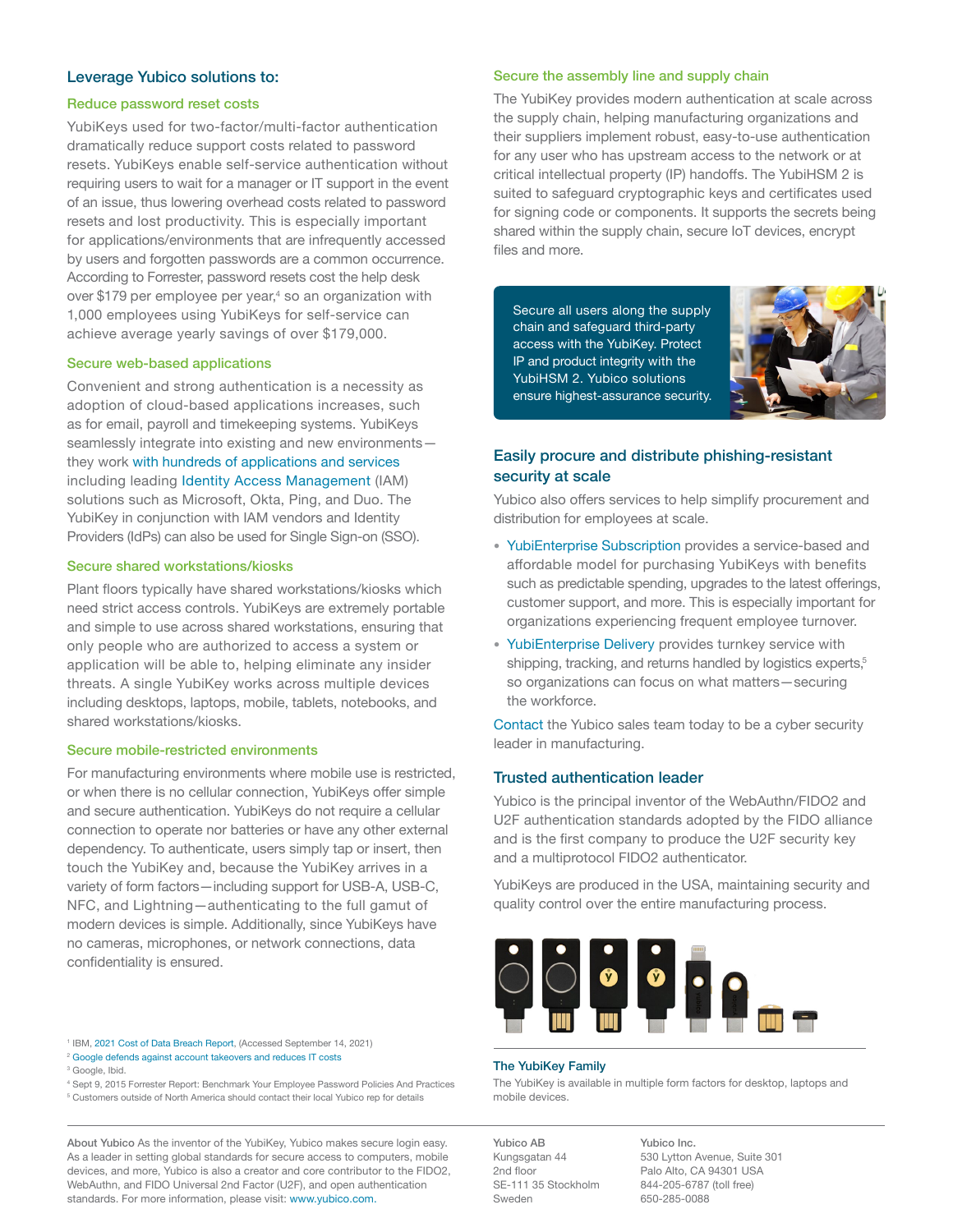## Leverage Yubico solutions to:

### Reduce password reset costs

YubiKeys used for two-factor/multi-factor authentication dramatically reduce support costs related to password resets. YubiKeys enable self-service authentication without requiring users to wait for a manager or IT support in the event of an issue, thus lowering overhead costs related to password resets and lost productivity. This is especially important for applications/environments that are infrequently accessed by users and forgotten passwords are a common occurrence. According to Forrester, password resets cost the help desk over $179 per employee per year,[4] so an organization with 1,000 employees using YubiKeys for self-service can achieve average yearly savings of over $179,000.

### Secure web-based applications

Convenient and strong authentication is a necessity as adoption of cloud-based applications increases, such as for email, payroll and timekeeping systems. YubiKeys seamlessly integrate into existing and new environments—they work with hundreds of applications and services including leading Identity Access Management (IAM) solutions such as Microsoft, Okta, Ping, and Duo. The YubiKey in conjunction with IAM vendors and Identity Providers (IdPs) can also be used for Single Sign-on (SSO).

### Secure shared workstations/kiosks

Plant floors typically have shared workstations/kiosks which need strict access controls. YubiKeys are extremely portable and simple to use across shared workstations, ensuring that only people who are authorized to access a system or application will be able to, helping eliminate any insider threats. A single YubiKey works across multiple devices including desktops, laptops, mobile, tablets, notebooks, and shared workstations/kiosks.

### Secure mobile-restricted environments

For manufacturing environments where mobile use is restricted, or when there is no cellular connection, YubiKeys offer simple and secure authentication. YubiKeys do not require a cellular connection to operate nor batteries or have any other external dependency. To authenticate, users simply tap or insert, then touch the YubiKey and, because the YubiKey arrives in a variety of form factors—including support for USB-A, USB-C, NFC, and Lightning—authenticating to the full gamut of modern devices is simple. Additionally, since YubiKeys have no cameras, microphones, or network connections, data confidentiality is ensured.

### Secure the assembly line and supply chain

The YubiKey provides modern authentication at scale across the supply chain, helping manufacturing organizations and their suppliers implement robust, easy-to-use authentication for any user who has upstream access to the network or at critical intellectual property (IP) handoffs. The YubiHSM 2 is suited to safeguard cryptographic keys and certificates used for signing code or components. It supports the secrets being shared within the supply chain, secure IoT devices, encrypt files and more.

Secure all users along the supply chain and safeguard third-party access with the YubiKey. Protect IP and product integrity with the YubiHSM 2. Yubico solutions ensure highest-assurance security.

## Easily procure and distribute phishing-resistant security at scale

Yubico also offers services to help simplify procurement and distribution for employees at scale.

- YubiEnterprise Subscription provides a service-based and affordable model for purchasing YubiKeys with benefits such as predictable spending, upgrades to the latest offerings, customer support, and more. This is especially important for organizations experiencing frequent employee turnover.
- YubiEnterprise Delivery provides turnkey service with shipping, tracking, and returns handled by logistics experts,[5] so organizations can focus on what matters—securing the workforce.

Contact the Yubico sales team today to be a cyber security leader in manufacturing.

## Trusted authentication leader

Yubico is the principal inventor of the WebAuthn/FIDO2 and U2F authentication standards adopted by the FIDO alliance and is the first company to produce the U2F security key and a multiprotocol FIDO2 authenticator.

YubiKeys are produced in the USA, maintaining security and quality control over the entire manufacturing process.

**The YubiKey Family**

The YubiKey is available in multiple form factors for desktop, laptops and mobile devices.

[1] IBM, 2021 Cost of Data Breach Report, (Accessed September 14, 2021)
[2] Google defends against account takeovers and reduces IT costs
[3] Google, Ibid.
[4] Sept 9, 2015 Forrester Report: Benchmark Your Employee Password Policies And Practices
[5] Customers outside of North America should contact their local Yubico rep for details

**About Yubico** As the inventor of the YubiKey, Yubico makes secure login easy. As a leader in setting global standards for secure access to computers, mobile devices, and more, Yubico is also a creator and core contributor to the FIDO2, WebAuthn, and FIDO Universal 2nd Factor (U2F), and open authentication standards. For more information, please visit: www.yubico.com.

Yubico AB
Kungsgatan 44
2nd floor
SE-111 35 Stockholm
Sweden

Yubico Inc.
530 Lytton Avenue, Suite 301
Palo Alto, CA 94301 USA
844-205-6787 (toll free)
650-285-0088